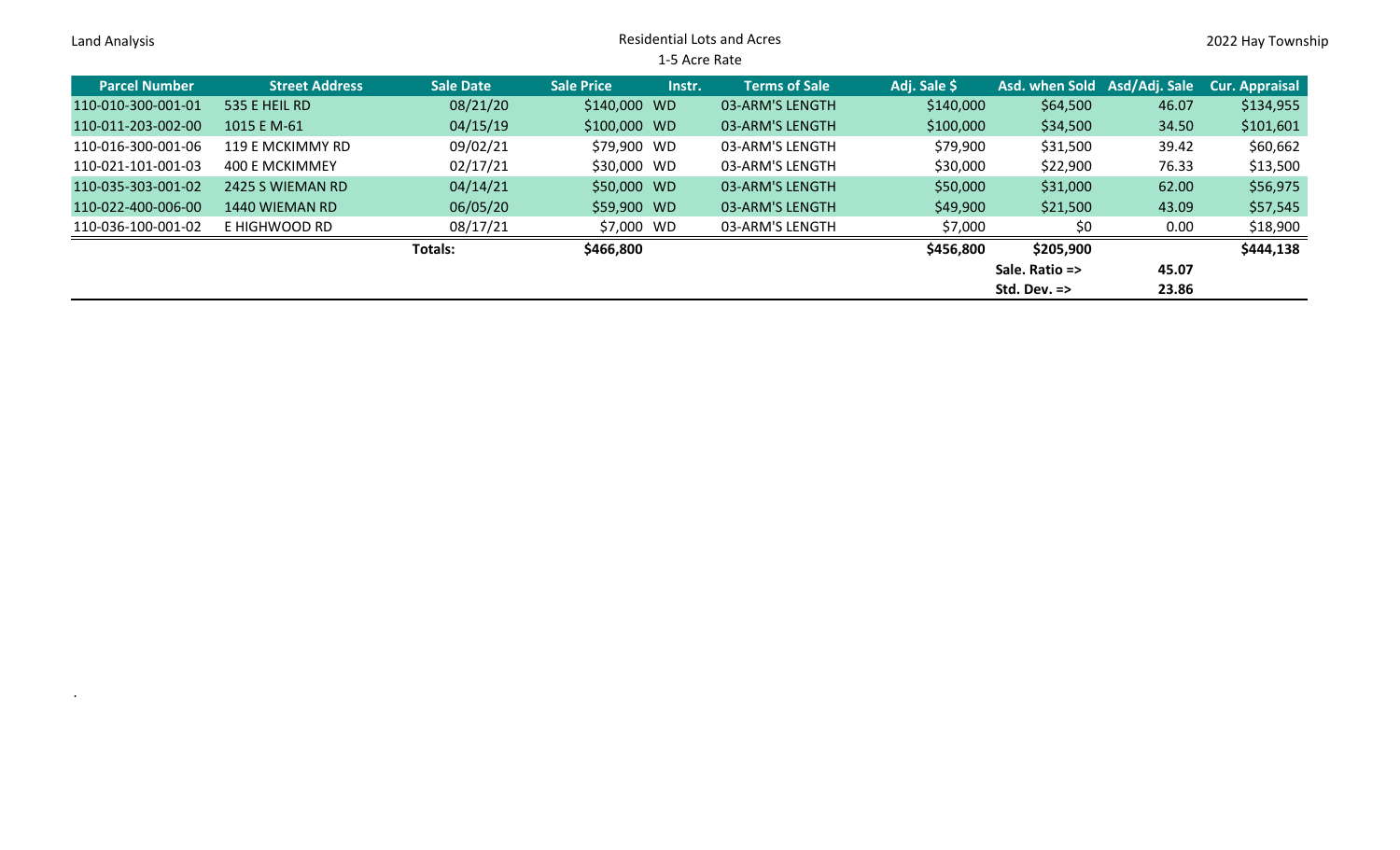Land Analysis

# Residential Lots and Acres

## 1-5 Acre Rate

2022 Hay Township

| Parcel Number | Street Address | Sale Date | Sale Price | Instr. | Terms of Sale | Adj. Sale $ | Asd. when Sold | Asd/Adj. Sale | Cur. Appraisal |
|---|---|---|---|---|---|---|---|---|---|
| 110-010-300-001-01 | 535 E HEIL RD | 08/21/20 | $140,000 | WD | 03-ARM'S LENGTH | $140,000 | $64,500 | 46.07 | $134,955 |
| 110-011-203-002-00 | 1015 E M-61 | 04/15/19 | $100,000 | WD | 03-ARM'S LENGTH | $100,000 | $34,500 | 34.50 | $101,601 |
| 110-016-300-001-06 | 119 E MCKIMMY RD | 09/02/21 | $79,900 | WD | 03-ARM'S LENGTH | $79,900 | $31,500 | 39.42 | $60,662 |
| 110-021-101-001-03 | 400 E MCKIMMEY | 02/17/21 | $30,000 | WD | 03-ARM'S LENGTH | $30,000 | $22,900 | 76.33 | $13,500 |
| 110-035-303-001-02 | 2425 S WIEMAN RD | 04/14/21 | $50,000 | WD | 03-ARM'S LENGTH | $50,000 | $31,000 | 62.00 | $56,975 |
| 110-022-400-006-00 | 1440 WIEMAN RD | 06/05/20 | $59,900 | WD | 03-ARM'S LENGTH | $49,900 | $21,500 | 43.09 | $57,545 |
| 110-036-100-001-02 | E HIGHWOOD RD | 08/17/21 | $7,000 | WD | 03-ARM'S LENGTH | $7,000 | $0 | 0.00 | $18,900 |
| | | **Totals:** | **$466,800** | | | **$456,800** | **$205,900** | | **$444,138** |
| | | | | | | | **Sale. Ratio =>** | **45.07** | |
| | | | | | | | **Std. Dev. =>** | **23.86** | |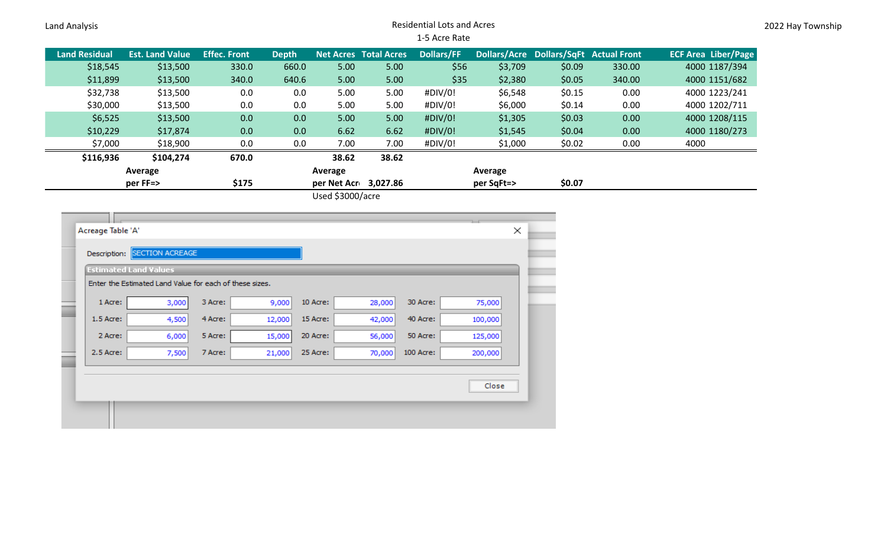Land Analysis

Residential Lots and Acres

1-5 Acre Rate

2022 Hay Township

| Land Residual | Est. Land Value | Effec. Front | Depth | Net Acres | Total Acres | Dollars/FF | Dollars/Acre | Dollars/SqFt | Actual Front | ECF Area | Liber/Page |
|---|---|---|---|---|---|---|---|---|---|---|---|
| $18,545 | $13,500 | 330.0 | 660.0 | 5.00 | 5.00 | $56 | $3,709 | $0.09 | 330.00 | 4000 | 1187/394 |
| $11,899 | $13,500 | 340.0 | 640.6 | 5.00 | 5.00 | $35 | $2,380 | $0.05 | 340.00 | 4000 | 1151/682 |
| $32,738 | $13,500 | 0.0 | 0.0 | 5.00 | 5.00 | #DIV/0! | $6,548 | $0.15 | 0.00 | 4000 | 1223/241 |
| $30,000 | $13,500 | 0.0 | 0.0 | 5.00 | 5.00 | #DIV/0! | $6,000 | $0.14 | 0.00 | 4000 | 1202/711 |
| $6,525 | $13,500 | 0.0 | 0.0 | 5.00 | 5.00 | #DIV/0! | $1,305 | $0.03 | 0.00 | 4000 | 1208/115 |
| $10,229 | $17,874 | 0.0 | 0.0 | 6.62 | 6.62 | #DIV/0! | $1,545 | $0.04 | 0.00 | 4000 | 1180/273 |
| $7,000 | $18,900 | 0.0 | 0.0 | 7.00 | 7.00 | #DIV/0! | $1,000 | $0.02 | 0.00 | 4000 | |
| **$116,936** | **$104,274** | **670.0** | | **38.62** | **38.62** | | | | | | |
| | **Average per FF=>** | **$175** | | **Average per Net Acre** | **3,027.86** | | **Average per SqFt=>** | **$0.07** | | | |
| | | | | Used $3000/acre | | | | | | | |

Acreage Table 'A'

Description: SECTION ACREAGE

**Estimated Land Values**

Enter the Estimated Land Value for each of these sizes.

| | | | | | | | |
|---|---|---|---|---|---|---|---|
| 1 Acre: | 3,000 | 3 Acre: | 9,000 | 10 Acre: | 28,000 | 30 Acre: | 75,000 |
| 1.5 Acre: | 4,500 | 4 Acre: | 12,000 | 15 Acre: | 42,000 | 40 Acre: | 100,000 |
| 2 Acre: | 6,000 | 5 Acre: | 15,000 | 20 Acre: | 56,000 | 50 Acre: | 125,000 |
| 2.5 Acre: | 7,500 | 7 Acre: | 21,000 | 25 Acre: | 70,000 | 100 Acre: | 200,000 |

Close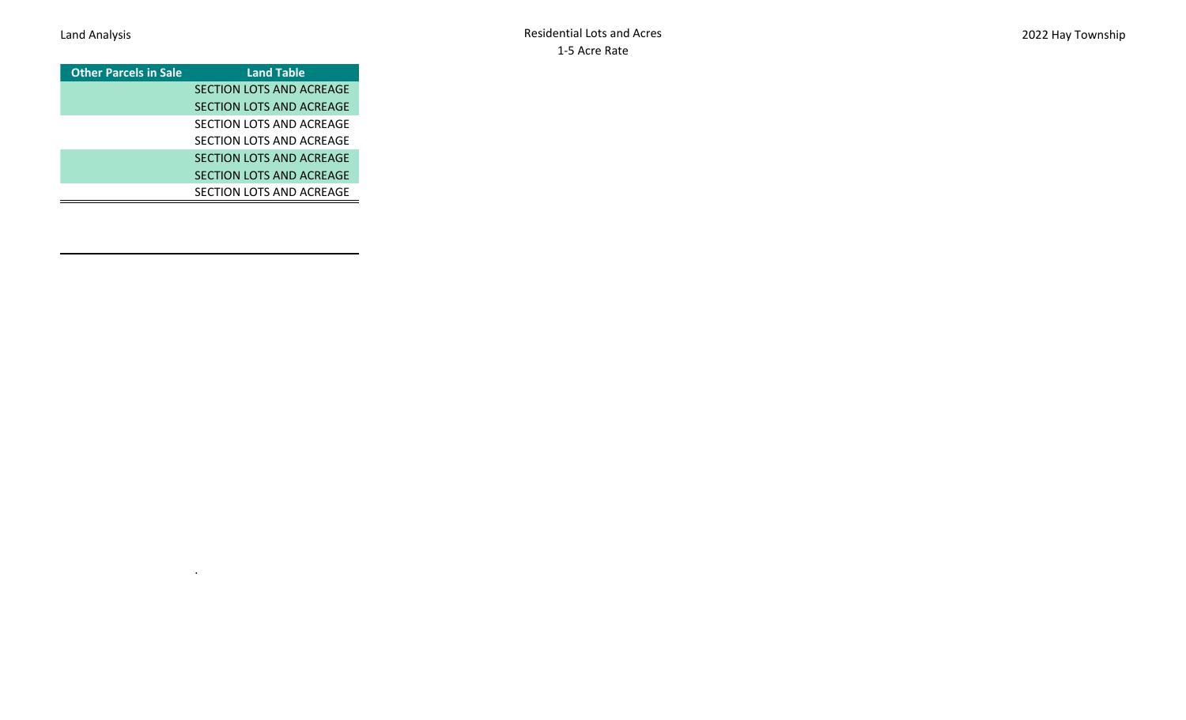| Other Parcels in Sale | Land Table |
|---|---|
| | SECTION LOTS AND ACREAGE |
| | SECTION LOTS AND ACREAGE |
| | SECTION LOTS AND ACREAGE |
| | SECTION LOTS AND ACREAGE |
| | SECTION LOTS AND ACREAGE |
| | SECTION LOTS AND ACREAGE |
| | SECTION LOTS AND ACREAGE |